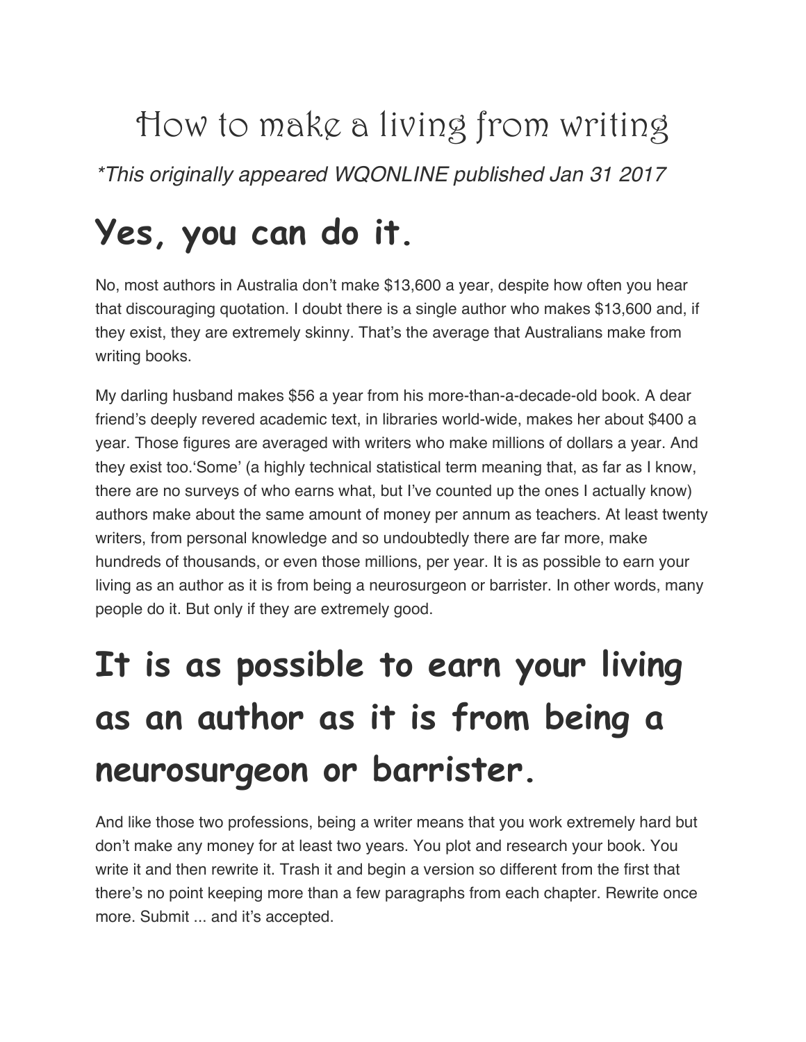# How to make a living from writing

*\*This originally appeared WQONLINE published Jan 31 2017*

## Yes, you can do it.

No, most authors in Australia don't make $13,600 a year, despite how often you hear that discouraging quotation. I doubt there is a single author who makes $13,600 and, if they exist, they are extremely skinny. That's the average that Australians make from writing books.

My darling husband makes $56 a year from his more-than-a-decade-old book. A dear friend's deeply revered academic text, in libraries world-wide, makes her about $400 a year. Those figures are averaged with writers who make millions of dollars a year. And they exist too.'Some' (a highly technical statistical term meaning that, as far as I know, there are no surveys of who earns what, but I've counted up the ones I actually know) authors make about the same amount of money per annum as teachers. At least twenty writers, from personal knowledge and so undoubtedly there are far more, make hundreds of thousands, or even those millions, per year. It is as possible to earn your living as an author as it is from being a neurosurgeon or barrister. In other words, many people do it. But only if they are extremely good.

## It is as possible to earn your living as an author as it is from being a neurosurgeon or barrister.

And like those two professions, being a writer means that you work extremely hard but don't make any money for at least two years. You plot and research your book. You write it and then rewrite it. Trash it and begin a version so different from the first that there's no point keeping more than a few paragraphs from each chapter. Rewrite once more. Submit ... and it's accepted.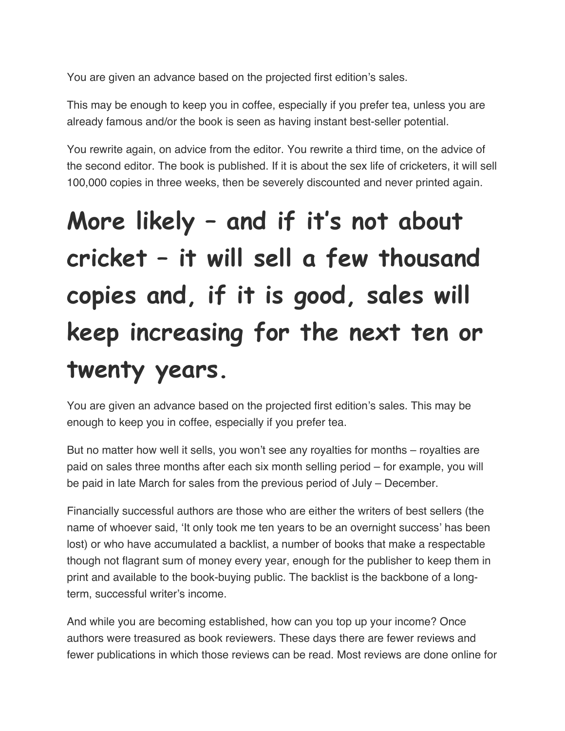You are given an advance based on the projected first edition's sales.

This may be enough to keep you in coffee, especially if you prefer tea, unless you are already famous and/or the book is seen as having instant best-seller potential.

You rewrite again, on advice from the editor. You rewrite a third time, on the advice of the second editor. The book is published. If it is about the sex life of cricketers, it will sell 100,000 copies in three weeks, then be severely discounted and never printed again.

# More likely – and if it's not about cricket – it will sell a few thousand copies and, if it is good, sales will keep increasing for the next ten or twenty years.

You are given an advance based on the projected first edition's sales. This may be enough to keep you in coffee, especially if you prefer tea.

But no matter how well it sells, you won't see any royalties for months – royalties are paid on sales three months after each six month selling period – for example, you will be paid in late March for sales from the previous period of July – December.

Financially successful authors are those who are either the writers of best sellers (the name of whoever said, 'It only took me ten years to be an overnight success' has been lost) or who have accumulated a backlist, a number of books that make a respectable though not flagrant sum of money every year, enough for the publisher to keep them in print and available to the book-buying public. The backlist is the backbone of a long-term, successful writer's income.

And while you are becoming established, how can you top up your income? Once authors were treasured as book reviewers. These days there are fewer reviews and fewer publications in which those reviews can be read. Most reviews are done online for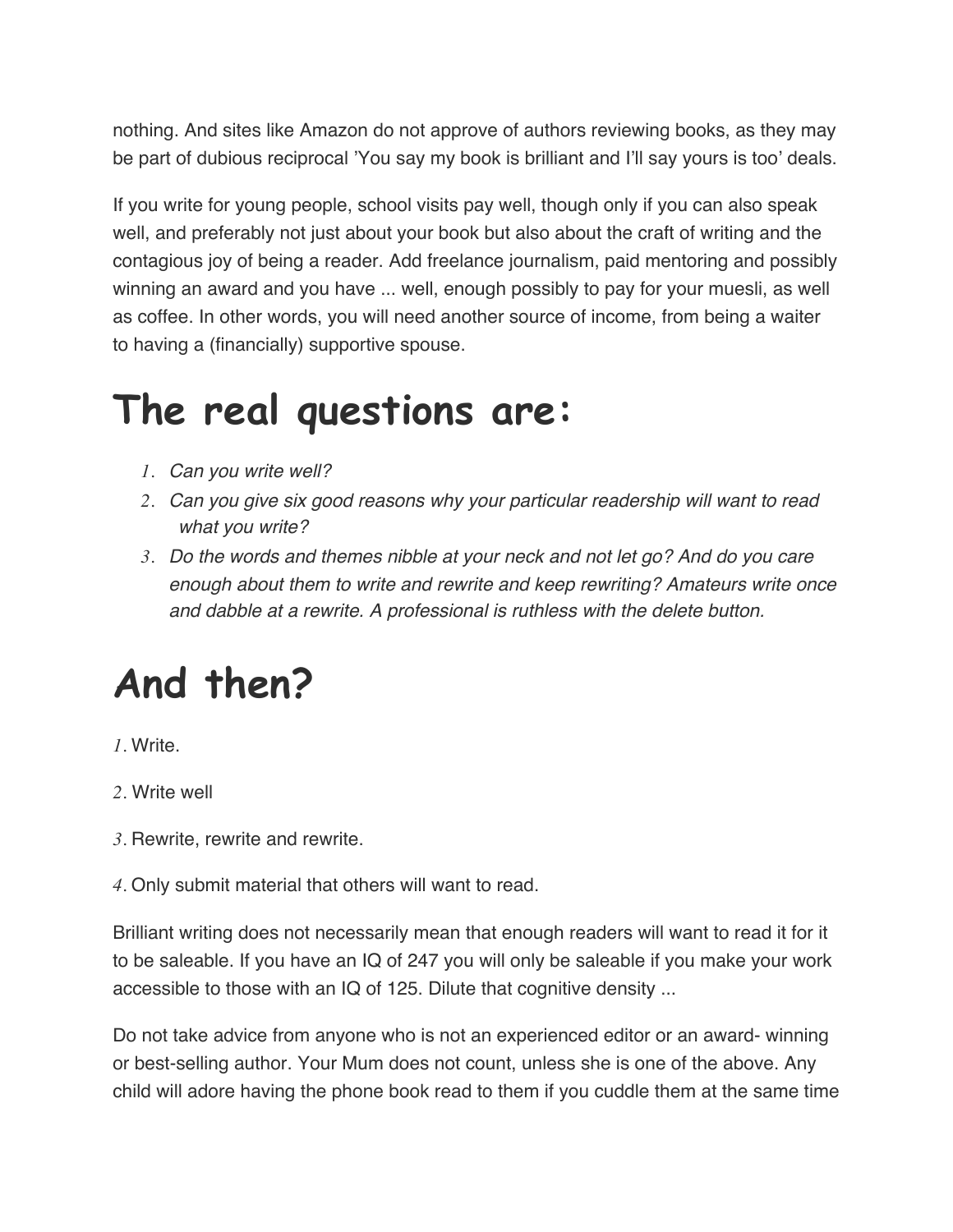nothing. And sites like Amazon do not approve of authors reviewing books, as they may be part of dubious reciprocal 'You say my book is brilliant and I'll say yours is too' deals.

If you write for young people, school visits pay well, though only if you can also speak well, and preferably not just about your book but also about the craft of writing and the contagious joy of being a reader. Add freelance journalism, paid mentoring and possibly winning an award and you have ... well, enough possibly to pay for your muesli, as well as coffee. In other words, you will need another source of income, from being a waiter to having a (financially) supportive spouse.

# The real questions are:

1. *Can you write well?*
2. *Can you give six good reasons why your particular readership will want to read what you write?*
3. *Do the words and themes nibble at your neck and not let go? And do you care enough about them to write and rewrite and keep rewriting? Amateurs write once and dabble at a rewrite. A professional is ruthless with the delete button.*

# And then?

1. Write.
2. Write well
3. Rewrite, rewrite and rewrite.
4. Only submit material that others will want to read.

Brilliant writing does not necessarily mean that enough readers will want to read it for it to be saleable. If you have an IQ of 247 you will only be saleable if you make your work accessible to those with an IQ of 125. Dilute that cognitive density ...

Do not take advice from anyone who is not an experienced editor or an award- winning or best-selling author. Your Mum does not count, unless she is one of the above. Any child will adore having the phone book read to them if you cuddle them at the same time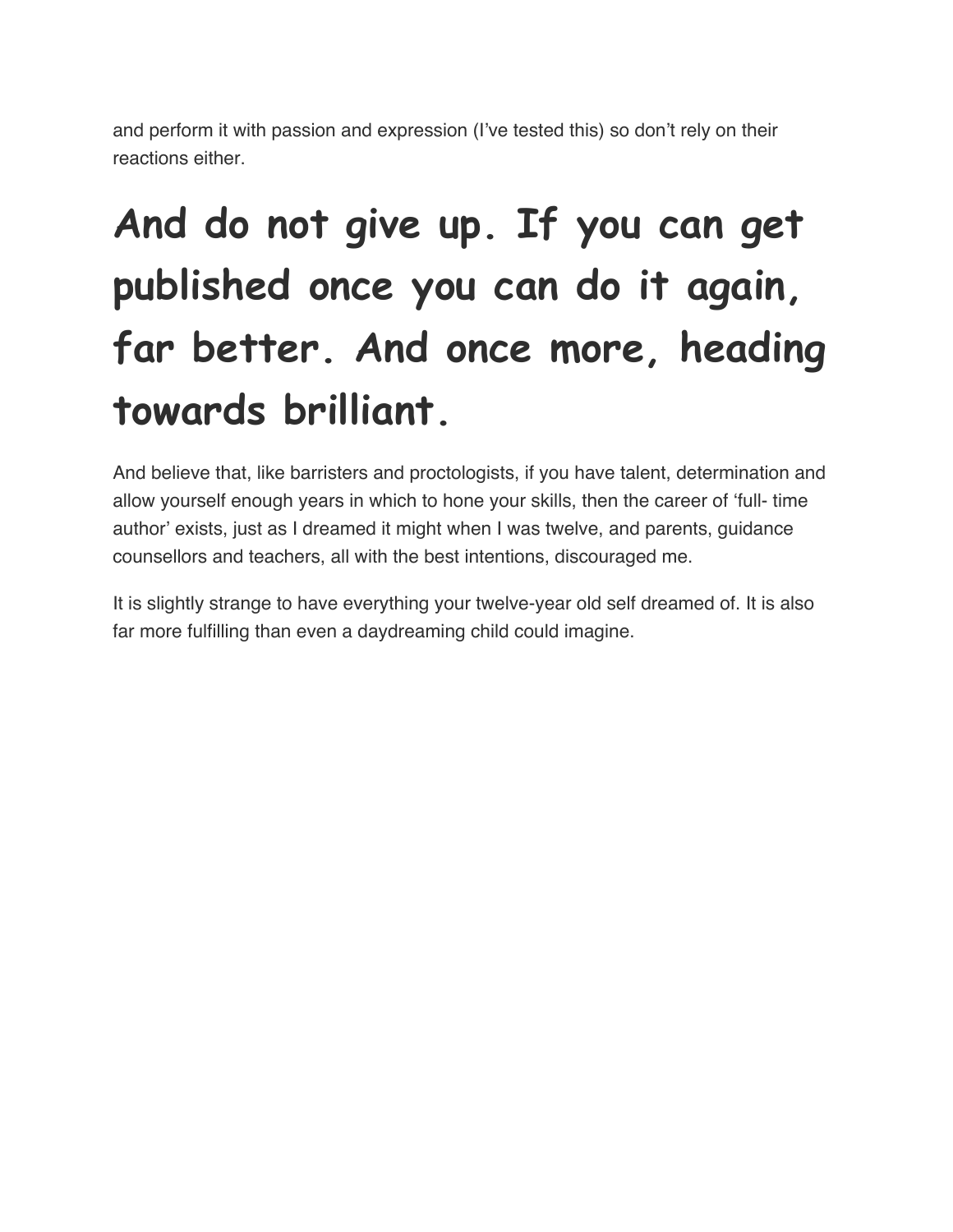and perform it with passion and expression (I've tested this) so don't rely on their reactions either.

## And do not give up. If you can get published once you can do it again, far better. And once more, heading towards brilliant.

And believe that, like barristers and proctologists, if you have talent, determination and allow yourself enough years in which to hone your skills, then the career of 'full- time author' exists, just as I dreamed it might when I was twelve, and parents, guidance counsellors and teachers, all with the best intentions, discouraged me.

It is slightly strange to have everything your twelve-year old self dreamed of. It is also far more fulfilling than even a daydreaming child could imagine.